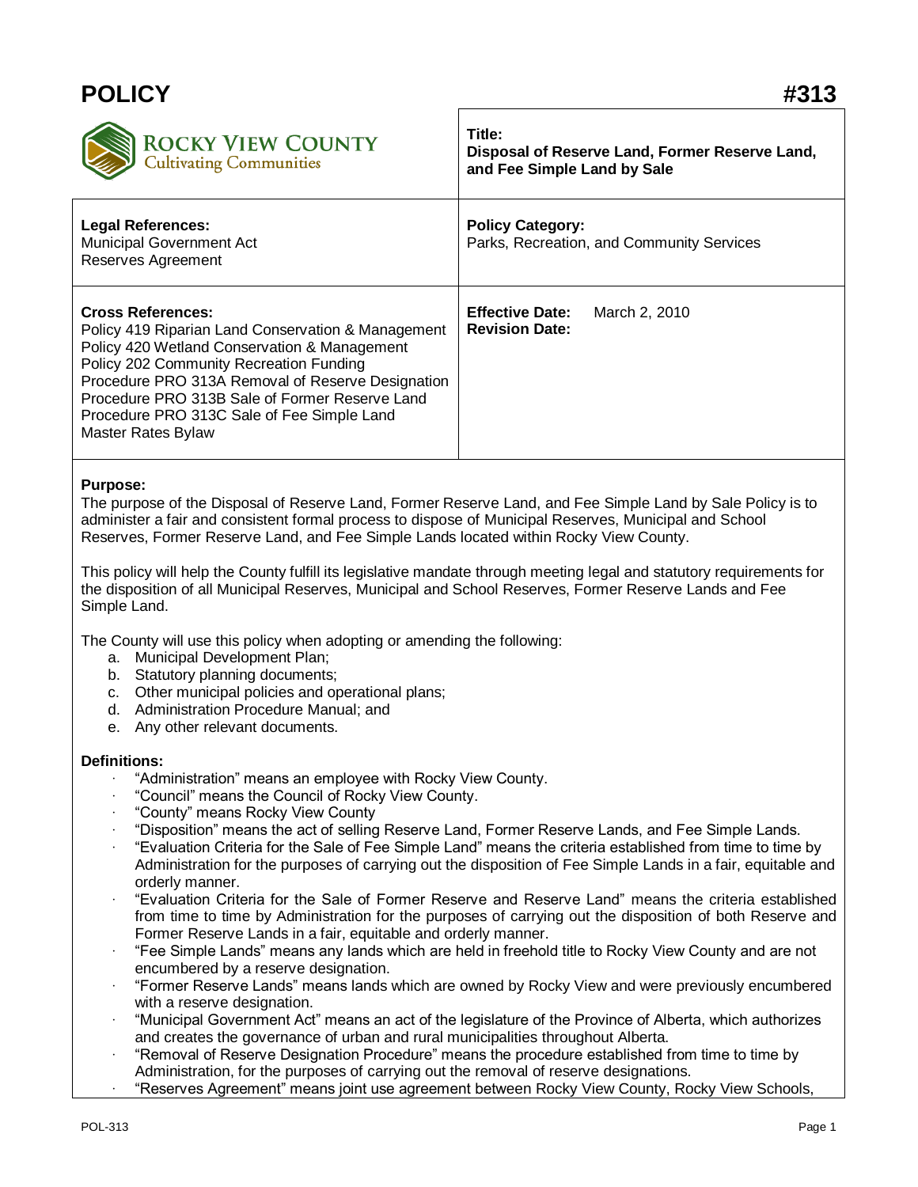# POLICY #313

| ROCKY VIEW COUNTY Cultivating Communities | **Title:** **Disposal of Reserve Land, Former Reserve Land, and Fee Simple Land by Sale** |
|---|---|
| **Legal References:** Municipal Government Act Reserves Agreement | **Policy Category:** Parks, Recreation, and Community Services |
| **Cross References:** Policy 419 Riparian Land Conservation & Management Policy 420 Wetland Conservation & Management Policy 202 Community Recreation Funding Procedure PRO 313A Removal of Reserve Designation Procedure PRO 313B Sale of Former Reserve Land Procedure PRO 313C Sale of Fee Simple Land Master Rates Bylaw | **Effective Date:** March 2, 2010 **Revision Date:** |

**Purpose:**

The purpose of the Disposal of Reserve Land, Former Reserve Land, and Fee Simple Land by Sale Policy is to administer a fair and consistent formal process to dispose of Municipal Reserves, Municipal and School Reserves, Former Reserve Land, and Fee Simple Lands located within Rocky View County.

This policy will help the County fulfill its legislative mandate through meeting legal and statutory requirements for the disposition of all Municipal Reserves, Municipal and School Reserves, Former Reserve Lands and Fee Simple Land.

The County will use this policy when adopting or amending the following:

a. Municipal Development Plan;
b. Statutory planning documents;
c. Other municipal policies and operational plans;
d. Administration Procedure Manual; and
e. Any other relevant documents.

**Definitions:**

- "Administration" means an employee with Rocky View County.
- "Council" means the Council of Rocky View County.
- "County" means Rocky View County
- "Disposition" means the act of selling Reserve Land, Former Reserve Lands, and Fee Simple Lands.
- "Evaluation Criteria for the Sale of Fee Simple Land" means the criteria established from time to time by Administration for the purposes of carrying out the disposition of Fee Simple Lands in a fair, equitable and orderly manner.
- "Evaluation Criteria for the Sale of Former Reserve and Reserve Land" means the criteria established from time to time by Administration for the purposes of carrying out the disposition of both Reserve and Former Reserve Lands in a fair, equitable and orderly manner.
- "Fee Simple Lands" means any lands which are held in freehold title to Rocky View County and are not encumbered by a reserve designation.
- "Former Reserve Lands" means lands which are owned by Rocky View and were previously encumbered with a reserve designation.
- "Municipal Government Act" means an act of the legislature of the Province of Alberta, which authorizes and creates the governance of urban and rural municipalities throughout Alberta.
- "Removal of Reserve Designation Procedure" means the procedure established from time to time by Administration, for the purposes of carrying out the removal of reserve designations.
- "Reserves Agreement" means joint use agreement between Rocky View County, Rocky View Schools,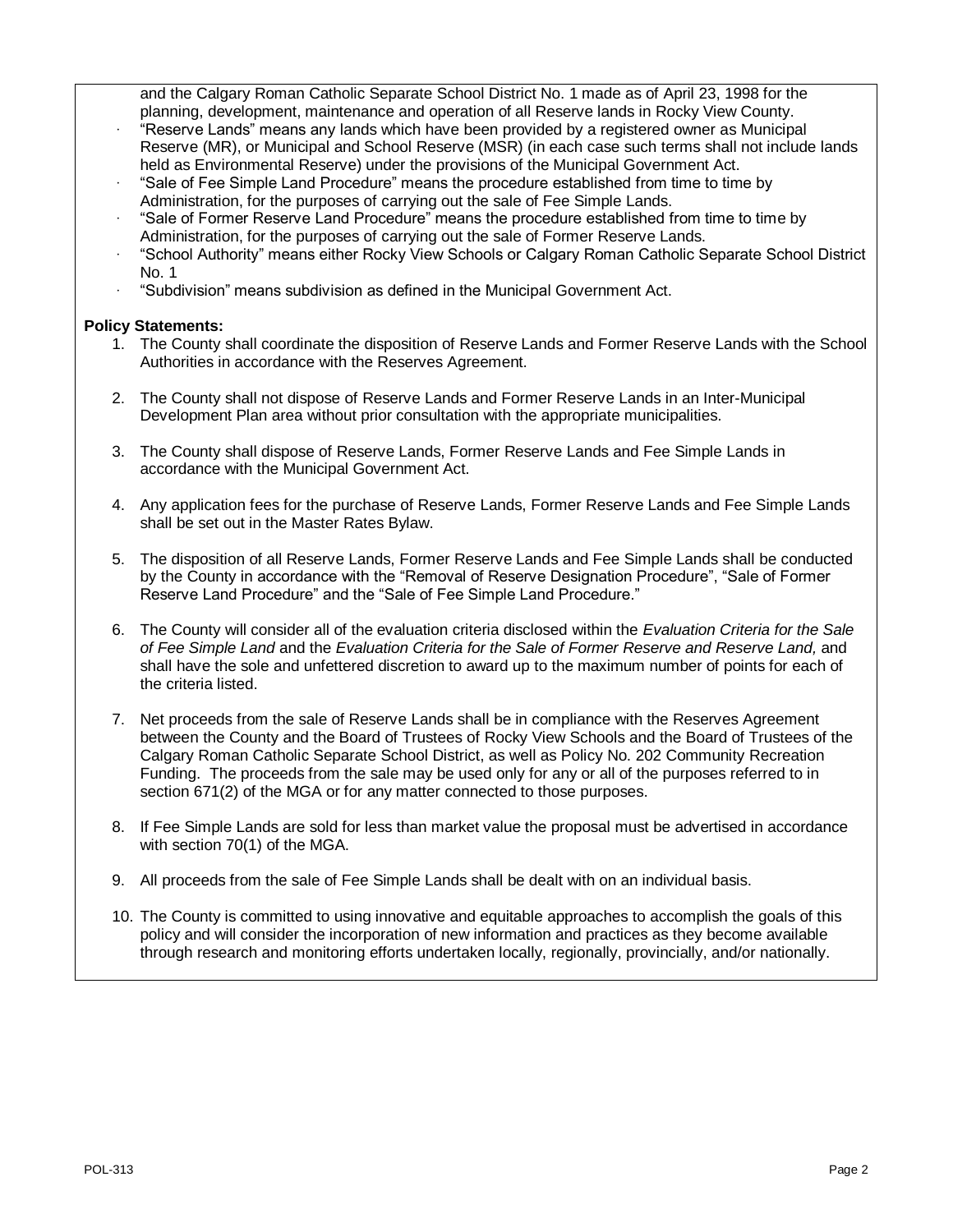and the Calgary Roman Catholic Separate School District No. 1 made as of April 23, 1998 for the planning, development, maintenance and operation of all Reserve lands in Rocky View County.

- "Reserve Lands" means any lands which have been provided by a registered owner as Municipal Reserve (MR), or Municipal and School Reserve (MSR) (in each case such terms shall not include lands held as Environmental Reserve) under the provisions of the Municipal Government Act.
- "Sale of Fee Simple Land Procedure" means the procedure established from time to time by Administration, for the purposes of carrying out the sale of Fee Simple Lands.
- "Sale of Former Reserve Land Procedure" means the procedure established from time to time by Administration, for the purposes of carrying out the sale of Former Reserve Lands.
- "School Authority" means either Rocky View Schools or Calgary Roman Catholic Separate School District No. 1
- "Subdivision" means subdivision as defined in the Municipal Government Act.

**Policy Statements:**

1. The County shall coordinate the disposition of Reserve Lands and Former Reserve Lands with the School Authorities in accordance with the Reserves Agreement.

2. The County shall not dispose of Reserve Lands and Former Reserve Lands in an Inter-Municipal Development Plan area without prior consultation with the appropriate municipalities.

3. The County shall dispose of Reserve Lands, Former Reserve Lands and Fee Simple Lands in accordance with the Municipal Government Act.

4. Any application fees for the purchase of Reserve Lands, Former Reserve Lands and Fee Simple Lands shall be set out in the Master Rates Bylaw.

5. The disposition of all Reserve Lands, Former Reserve Lands and Fee Simple Lands shall be conducted by the County in accordance with the "Removal of Reserve Designation Procedure", "Sale of Former Reserve Land Procedure" and the "Sale of Fee Simple Land Procedure."

6. The County will consider all of the evaluation criteria disclosed within the *Evaluation Criteria for the Sale of Fee Simple Land* and the *Evaluation Criteria for the Sale of Former Reserve and Reserve Land,* and shall have the sole and unfettered discretion to award up to the maximum number of points for each of the criteria listed.

7. Net proceeds from the sale of Reserve Lands shall be in compliance with the Reserves Agreement between the County and the Board of Trustees of Rocky View Schools and the Board of Trustees of the Calgary Roman Catholic Separate School District, as well as Policy No. 202 Community Recreation Funding. The proceeds from the sale may be used only for any or all of the purposes referred to in section 671(2) of the MGA or for any matter connected to those purposes.

8. If Fee Simple Lands are sold for less than market value the proposal must be advertised in accordance with section 70(1) of the MGA.

9. All proceeds from the sale of Fee Simple Lands shall be dealt with on an individual basis.

10. The County is committed to using innovative and equitable approaches to accomplish the goals of this policy and will consider the incorporation of new information and practices as they become available through research and monitoring efforts undertaken locally, regionally, provincially, and/or nationally.